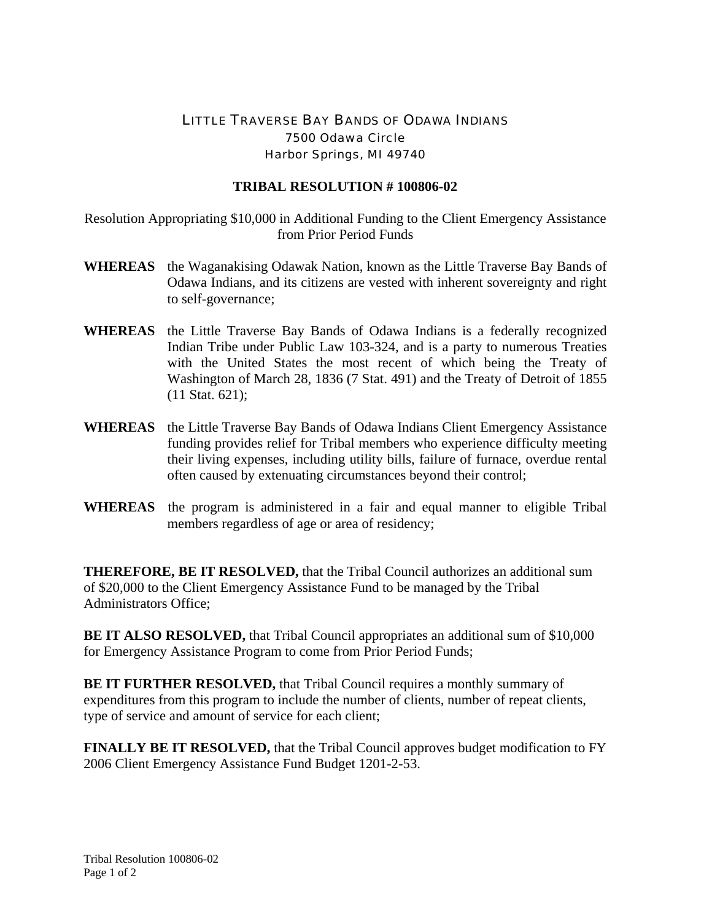LITTLE TRAVERSE BAY BANDS OF ODAWA INDIANS
7500 Odawa Circle
Harbor Springs, MI 49740

**TRIBAL RESOLUTION # 100806-02**

Resolution Appropriating $10,000 in Additional Funding to the Client Emergency Assistance from Prior Period Funds

**WHEREAS** the Waganakising Odawak Nation, known as the Little Traverse Bay Bands of Odawa Indians, and its citizens are vested with inherent sovereignty and right to self-governance;

**WHEREAS** the Little Traverse Bay Bands of Odawa Indians is a federally recognized Indian Tribe under Public Law 103-324, and is a party to numerous Treaties with the United States the most recent of which being the Treaty of Washington of March 28, 1836 (7 Stat. 491) and the Treaty of Detroit of 1855 (11 Stat. 621);

**WHEREAS** the Little Traverse Bay Bands of Odawa Indians Client Emergency Assistance funding provides relief for Tribal members who experience difficulty meeting their living expenses, including utility bills, failure of furnace, overdue rental often caused by extenuating circumstances beyond their control;

**WHEREAS** the program is administered in a fair and equal manner to eligible Tribal members regardless of age or area of residency;

**THEREFORE, BE IT RESOLVED,** that the Tribal Council authorizes an additional sum of $20,000 to the Client Emergency Assistance Fund to be managed by the Tribal Administrators Office;

**BE IT ALSO RESOLVED,** that Tribal Council appropriates an additional sum of $10,000 for Emergency Assistance Program to come from Prior Period Funds;

**BE IT FURTHER RESOLVED,** that Tribal Council requires a monthly summary of expenditures from this program to include the number of clients, number of repeat clients, type of service and amount of service for each client;

**FINALLY BE IT RESOLVED,** that the Tribal Council approves budget modification to FY 2006 Client Emergency Assistance Fund Budget 1201-2-53.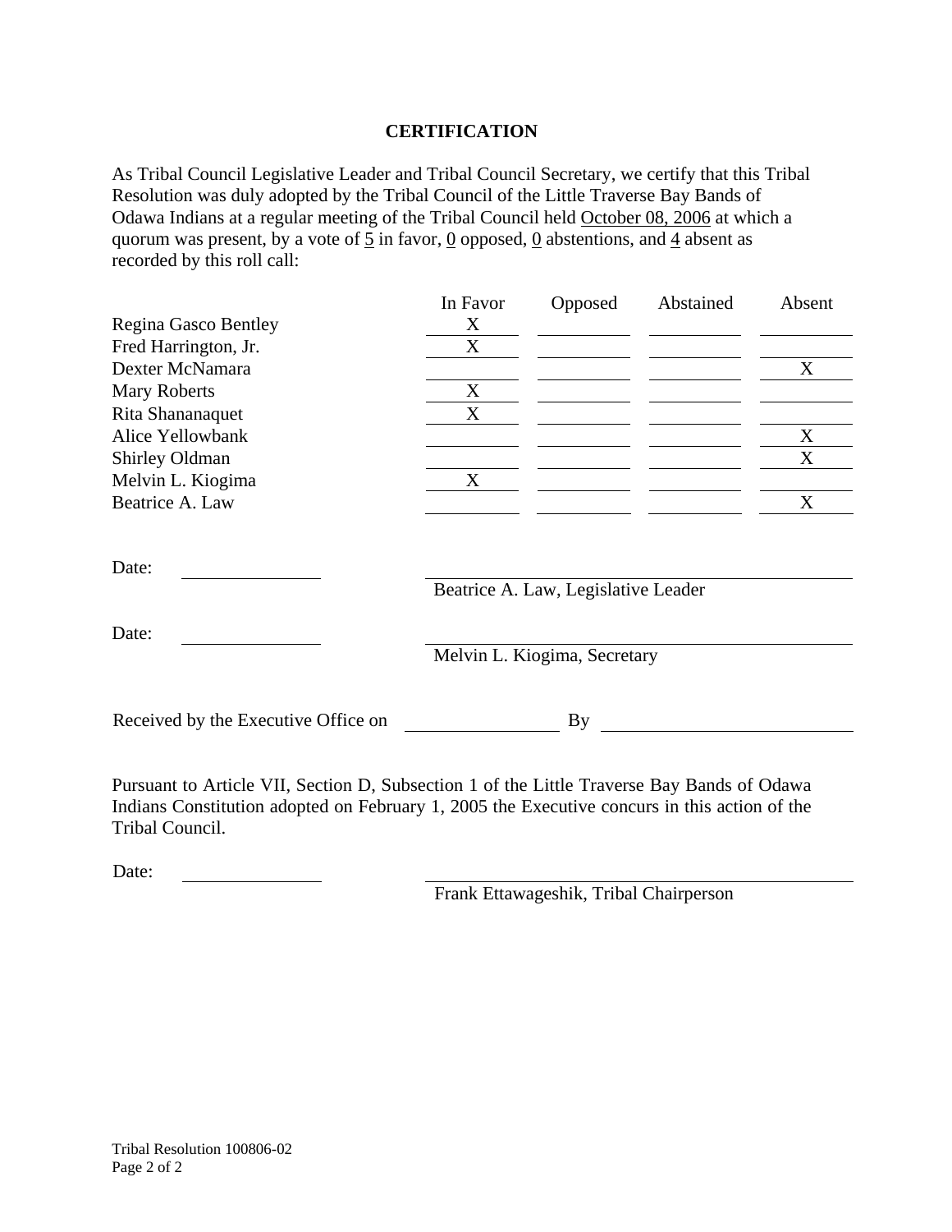## CERTIFICATION

As Tribal Council Legislative Leader and Tribal Council Secretary, we certify that this Tribal Resolution was duly adopted by the Tribal Council of the Little Traverse Bay Bands of Odawa Indians at a regular meeting of the Tribal Council held October 08, 2006 at which a quorum was present, by a vote of 5 in favor, 0 opposed, 0 abstentions, and 4 absent as recorded by this roll call:

| | In Favor | Opposed | Abstained | Absent |
|---|---|---|---|---|
| Regina Gasco Bentley | X | | | |
| Fred Harrington, Jr. | X | | | |
| Dexter McNamara | | | | X |
| Mary Roberts | X | | | |
| Rita Shananaquet | X | | | |
| Alice Yellowbank | | | | X |
| Shirley Oldman | | | | X |
| Melvin L. Kiogima | X | | | |
| Beatrice A. Law | | | | X |

Date: ______________

______________________________
Beatrice A. Law, Legislative Leader

Date: ______________

______________________________
Melvin L. Kiogima, Secretary

Received by the Executive Office on ______________ By ______________________

Pursuant to Article VII, Section D, Subsection 1 of the Little Traverse Bay Bands of Odawa Indians Constitution adopted on February 1, 2005 the Executive concurs in this action of the Tribal Council.

Date: ______________

______________________________
Frank Ettawageshik, Tribal Chairperson

Tribal Resolution 100806-02